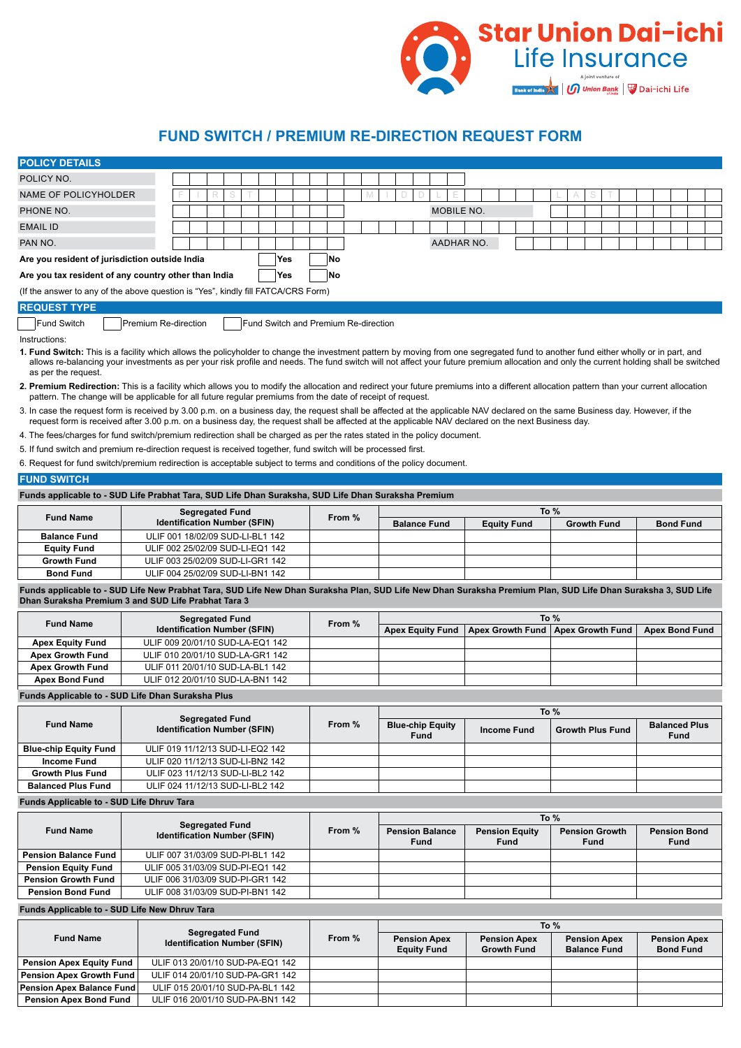Star Union Dai-ichi Life Insurance

A joint venture of Bank of India | Union Bank | Dai-ichi Life

# FUND SWITCH / PREMIUM RE-DIRECTION REQUEST FORM

## POLICY DETAILS

| | |
|---|---|
| POLICY NO. | |
| NAME OF POLICYHOLDER | FIRST MIDDLE LAST |
| PHONE NO. | MOBILE NO. |
| EMAIL ID | |
| PAN NO. | AADHAR NO. |

**Are you resident of jurisdiction outside India** ☐ Yes ☐ No

**Are you tax resident of any country other than India** ☐ Yes ☐ No

(If the answer to any of the above question is "Yes", kindly fill FATCA/CRS Form)

## REQUEST TYPE

☐ Fund Switch ☐ Premium Re-direction ☐ Fund Switch and Premium Re-direction

Instructions:

1. **Fund Switch:** This is a facility which allows the policyholder to change the investment pattern by moving from one segregated fund to another fund either wholly or in part, and allows re-balancing your investments as per your risk profile and needs. The fund switch will not affect your future premium allocation and only the current holding shall be switched as per the request.
2. **Premium Redirection:** This is a facility which allows you to modify the allocation and redirect your future premiums into a different allocation pattern than your current allocation pattern. The change will be applicable for all future regular premiums from the date of receipt of request.
3. In case the request form is received by 3.00 p.m. on a business day, the request shall be affected at the applicable NAV declared on the same Business day. However, if the request form is received after 3.00 p.m. on a business day, the request shall be affected at the applicable NAV declared on the next Business day.
4. The fees/charges for fund switch/premium redirection shall be charged as per the rates stated in the policy document.
5. If fund switch and premium re-direction request is received together, fund switch will be processed first.
6. Request for fund switch/premium redirection is acceptable subject to terms and conditions of the policy document.

## FUND SWITCH

**Funds applicable to - SUD Life Prabhat Tara, SUD Life Dhan Suraksha, SUD Life Dhan Suraksha Premium**

| Fund Name | Segregated Fund Identification Number (SFIN) | From % | To % | | | |
|---|---|---|---|---|---|---|
| | | | Balance Fund | Equity Fund | Growth Fund | Bond Fund |
| Balance Fund | ULIF 001 18/02/09 SUD-LI-BL1 142 | | | | | |
| Equity Fund | ULIF 002 25/02/09 SUD-LI-EQ1 142 | | | | | |
| Growth Fund | ULIF 003 25/02/09 SUD-LI-GR1 142 | | | | | |
| Bond Fund | ULIF 004 25/02/09 SUD-LI-BN1 142 | | | | | |

**Funds applicable to - SUD Life New Prabhat Tara, SUD Life New Dhan Suraksha Plan, SUD Life New Dhan Suraksha Premium Plan, SUD Life Dhan Suraksha 3, SUD Life Dhan Suraksha Premium 3 and SUD Life Prabhat Tara 3**

| Fund Name | Segregated Fund Identification Number (SFIN) | From % | To % | | | |
|---|---|---|---|---|---|---|
| | | | Apex Equity Fund | Apex Growth Fund | Apex Growth Fund | Apex Bond Fund |
| Apex Equity Fund | ULIF 009 20/01/10 SUD-LA-EQ1 142 | | | | | |
| Apex Growth Fund | ULIF 010 20/01/10 SUD-LA-GR1 142 | | | | | |
| Apex Growth Fund | ULIF 011 20/01/10 SUD-LA-BL1 142 | | | | | |
| Apex Bond Fund | ULIF 012 20/01/10 SUD-LA-BN1 142 | | | | | |

**Funds Applicable to - SUD Life Dhan Suraksha Plus**

| Fund Name | Segregated Fund Identification Number (SFIN) | From % | To % | | | |
|---|---|---|---|---|---|---|
| | | | Blue-chip Equity Fund | Income Fund | Growth Plus Fund | Balanced Plus Fund |
| Blue-chip Equity Fund | ULIF 019 11/12/13 SUD-LI-EQ2 142 | | | | | |
| Income Fund | ULIF 020 11/12/13 SUD-LI-BN2 142 | | | | | |
| Growth Plus Fund | ULIF 023 11/12/13 SUD-LI-BL2 142 | | | | | |
| Balanced Plus Fund | ULIF 024 11/12/13 SUD-LI-BL2 142 | | | | | |

**Funds Applicable to - SUD Life Dhruv Tara**

| Fund Name | Segregated Fund Identification Number (SFIN) | From % | To % | | | |
|---|---|---|---|---|---|---|
| | | | Pension Balance Fund | Pension Equity Fund | Pension Growth Fund | Pension Bond Fund |
| Pension Balance Fund | ULIF 007 31/03/09 SUD-PI-BL1 142 | | | | | |
| Pension Equity Fund | ULIF 005 31/03/09 SUD-PI-EQ1 142 | | | | | |
| Pension Growth Fund | ULIF 006 31/03/09 SUD-PI-GR1 142 | | | | | |
| Pension Bond Fund | ULIF 008 31/03/09 SUD-PI-BN1 142 | | | | | |

**Funds Applicable to - SUD Life New Dhruv Tara**

| Fund Name | Segregated Fund Identification Number (SFIN) | From % | To % | | | |
|---|---|---|---|---|---|---|
| | | | Pension Apex Equity Fund | Pension Apex Growth Fund | Pension Apex Balance Fund | Pension Apex Bond Fund |
| Pension Apex Equity Fund | ULIF 013 20/01/10 SUD-PA-EQ1 142 | | | | | |
| Pension Apex Growth Fund | ULIF 014 20/01/10 SUD-PA-GR1 142 | | | | | |
| Pension Apex Balance Fund | ULIF 015 20/01/10 SUD-PA-BL1 142 | | | | | |
| Pension Apex Bond Fund | ULIF 016 20/01/10 SUD-PA-BN1 142 | | | | | |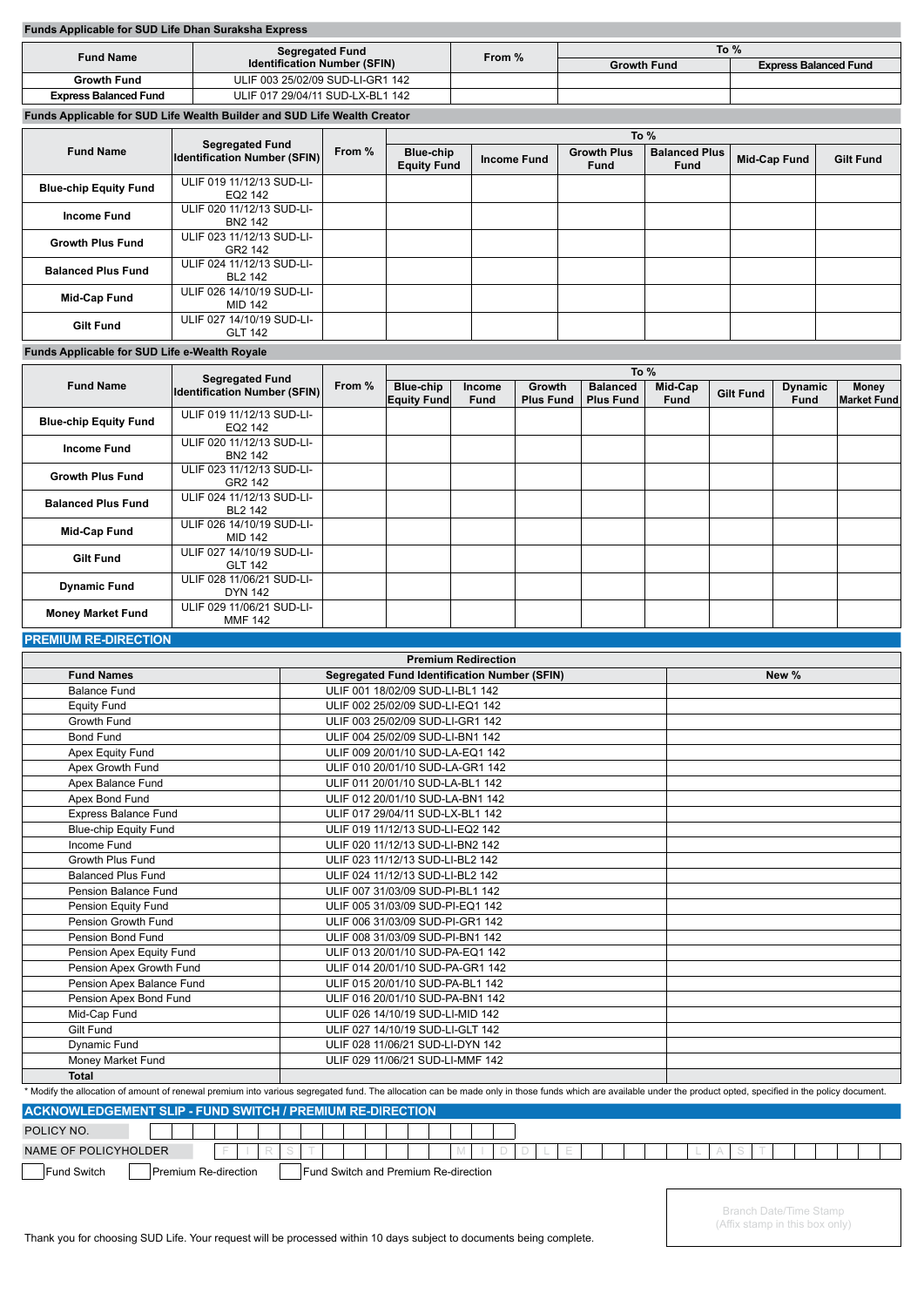### Funds Applicable for SUD Life Dhan Suraksha Express

| Fund Name | Segregated Fund Identification Number (SFIN) | From % | To % | |
|---|---|---|---|---|
| | | | Growth Fund | Express Balanced Fund |
| Growth Fund | ULIF 003 25/02/09 SUD-LI-GR1 142 | | | |
| Express Balanced Fund | ULIF 017 29/04/11 SUD-LX-BL1 142 | | | |

### Funds Applicable for SUD Life Wealth Builder and SUD Life Wealth Creator

| Fund Name | Segregated Fund Identification Number (SFIN) | From % | To % | | | | | |
|---|---|---|---|---|---|---|---|---|
| | | | Blue-chip Equity Fund | Income Fund | Growth Plus Fund | Balanced Plus Fund | Mid-Cap Fund | Gilt Fund |
| Blue-chip Equity Fund | ULIF 019 11/12/13 SUD-LI-EQ2 142 | | | | | | | |
| Income Fund | ULIF 020 11/12/13 SUD-LI-BN2 142 | | | | | | | |
| Growth Plus Fund | ULIF 023 11/12/13 SUD-LI-GR2 142 | | | | | | | |
| Balanced Plus Fund | ULIF 024 11/12/13 SUD-LI-BL2 142 | | | | | | | |
| Mid-Cap Fund | ULIF 026 14/10/19 SUD-LI-MID 142 | | | | | | | |
| Gilt Fund | ULIF 027 14/10/19 SUD-LI-GLT 142 | | | | | | | |

### Funds Applicable for SUD Life e-Wealth Royale

| Fund Name | Segregated Fund Identification Number (SFIN) | From % | To % | | | | | | | |
|---|---|---|---|---|---|---|---|---|---|---|
| | | | Blue-chip Equity Fund | Income Fund | Growth Plus Fund | Balanced Plus Fund | Mid-Cap Fund | Gilt Fund | Dynamic Fund | Money Market Fund |
| Blue-chip Equity Fund | ULIF 019 11/12/13 SUD-LI-EQ2 142 | | | | | | | | | |
| Income Fund | ULIF 020 11/12/13 SUD-LI-BN2 142 | | | | | | | | | |
| Growth Plus Fund | ULIF 023 11/12/13 SUD-LI-GR2 142 | | | | | | | | | |
| Balanced Plus Fund | ULIF 024 11/12/13 SUD-LI-BL2 142 | | | | | | | | | |
| Mid-Cap Fund | ULIF 026 14/10/19 SUD-LI-MID 142 | | | | | | | | | |
| Gilt Fund | ULIF 027 14/10/19 SUD-LI-GLT 142 | | | | | | | | | |
| Dynamic Fund | ULIF 028 11/06/21 SUD-LI-DYN 142 | | | | | | | | | |
| Money Market Fund | ULIF 029 11/06/21 SUD-LI-MMF 142 | | | | | | | | | |

## PREMIUM RE-DIRECTION

| Premium Redirection | | |
|---|---|---|
| **Fund Names** | **Segregated Fund Identification Number (SFIN)** | **New %** |
| Balance Fund | ULIF 001 18/02/09 SUD-LI-BL1 142 | |
| Equity Fund | ULIF 002 25/02/09 SUD-LI-EQ1 142 | |
| Growth Fund | ULIF 003 25/02/09 SUD-LI-GR1 142 | |
| Bond Fund | ULIF 004 25/02/09 SUD-LI-BN1 142 | |
| Apex Equity Fund | ULIF 009 20/01/10 SUD-LA-EQ1 142 | |
| Apex Growth Fund | ULIF 010 20/01/10 SUD-LA-GR1 142 | |
| Apex Balance Fund | ULIF 011 20/01/10 SUD-LA-BL1 142 | |
| Apex Bond Fund | ULIF 012 20/01/10 SUD-LA-BN1 142 | |
| Express Balance Fund | ULIF 017 29/04/11 SUD-LX-BL1 142 | |
| Blue-chip Equity Fund | ULIF 019 11/12/13 SUD-LI-EQ2 142 | |
| Income Fund | ULIF 020 11/12/13 SUD-LI-BN2 142 | |
| Growth Plus Fund | ULIF 023 11/12/13 SUD-LI-GR2 142 | |
| Balanced Plus Fund | ULIF 024 11/12/13 SUD-LI-BL2 142 | |
| Pension Balance Fund | ULIF 007 31/03/09 SUD-PI-BL1 142 | |
| Pension Equity Fund | ULIF 005 31/03/09 SUD-PI-EQ1 142 | |
| Pension Growth Fund | ULIF 006 31/03/09 SUD-PI-GR1 142 | |
| Pension Bond Fund | ULIF 008 31/03/09 SUD-PI-BN1 142 | |
| Pension Apex Equity Fund | ULIF 013 20/01/10 SUD-PA-EQ1 142 | |
| Pension Apex Growth Fund | ULIF 014 20/01/10 SUD-PA-GR1 142 | |
| Pension Apex Balance Fund | ULIF 015 20/01/10 SUD-PA-BL1 142 | |
| Pension Apex Bond Fund | ULIF 016 20/01/10 SUD-PA-BN1 142 | |
| Mid-Cap Fund | ULIF 026 14/10/19 SUD-LI-MID 142 | |
| Gilt Fund | ULIF 027 14/10/19 SUD-LI-GLT 142 | |
| Dynamic Fund | ULIF 028 11/06/21 SUD-LI-DYN 142 | |
| Money Market Fund | ULIF 029 11/06/21 SUD-LI-MMF 142 | |
| **Total** | | |

* Modify the allocation of amount of renewal premium into various segregated fund. The allocation can be made only in those funds which are available under the product opted, specified in the policy document.

## ACKNOWLEDGEMENT SLIP - FUND SWITCH / PREMIUM RE-DIRECTION

POLICY NO.

NAME OF POLICYHOLDER F I R S T M I D D L E L A S T

☐ Fund Switch ☐ Premium Re-direction ☐ Fund Switch and Premium Re-direction

Branch Date/Time Stamp
(Affix stamp in this box only)

Thank you for choosing SUD Life. Your request will be processed within 10 days subject to documents being complete.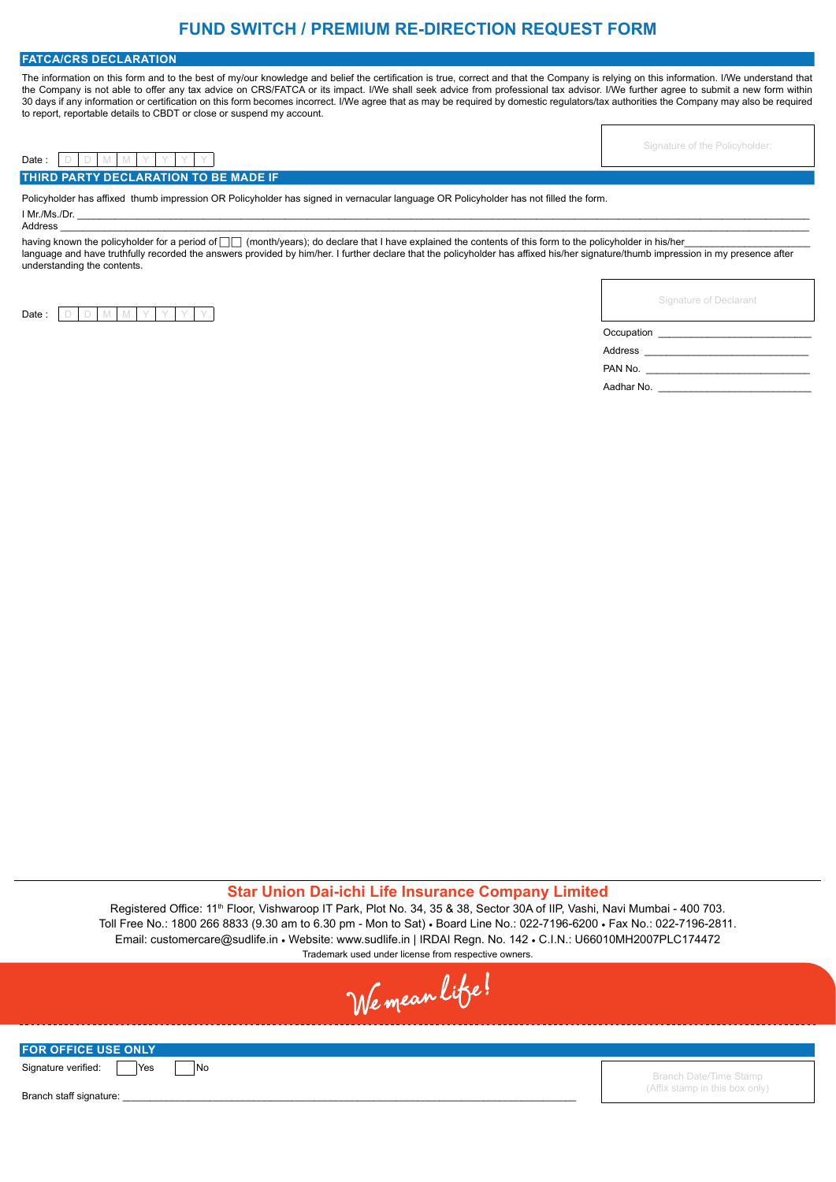# FUND SWITCH / PREMIUM RE-DIRECTION REQUEST FORM

## FATCA/CRS DECLARATION

The information on this form and to the best of my/our knowledge and belief the certification is true, correct and that the Company is relying on this information. I/We understand that the Company is not able to offer any tax advice on CRS/FATCA or its impact. I/We shall seek advice from professional tax advisor. I/We further agree to submit a new form within 30 days if any information or certification on this form becomes incorrect. I/We agree that as may be required by domestic regulators/tax authorities the Company may also be required to report, reportable details to CBDT or close or suspend my account.

Date : D D M M Y Y Y Y

Signature of the Policyholder:

## THIRD PARTY DECLARATION TO BE MADE IF

Policyholder has affixed thumb impression OR Policyholder has signed in vernacular language OR Policyholder has not filled the form.

I Mr./Ms./Dr. ____________________________________________

Address ____________________________________________

having known the policyholder for a period of ☐☐ (month/years); do declare that I have explained the contents of this form to the policyholder in his/her____________________ language and have truthfully recorded the answers provided by him/her. I further declare that the policyholder has affixed his/her signature/thumb impression in my presence after understanding the contents.

Date : D D M M Y Y Y Y

Signature of Declarant

Occupation ____________________

Address ____________________

PAN No. ____________________

Aadhar No. ____________________

**Star Union Dai-ichi Life Insurance Company Limited**

Registered Office: 11th Floor, Vishwaroop IT Park, Plot No. 34, 35 & 38, Sector 30A of IIP, Vashi, Navi Mumbai - 400 703.
Toll Free No.: 1800 266 8833 (9.30 am to 6.30 pm - Mon to Sat) • Board Line No.: 022-7196-6200 • Fax No.: 022-7196-2811.
Email: customercare@sudlife.in • Website: www.sudlife.in | IRDAI Regn. No. 142 • C.I.N.: U66010MH2007PLC174472
Trademark used under license from respective owners.

We mean life!

## FOR OFFICE USE ONLY

Signature verified: ☐ Yes ☐ No

Branch staff signature: ____________________________________________

Branch Date/Time Stamp
(Affix stamp in this box only)